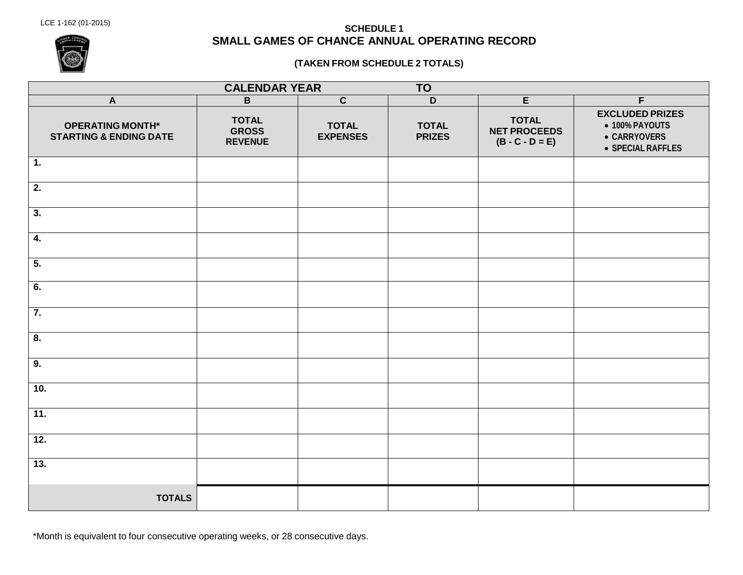LCE 1-162 (01-2015)

**SCHEDULE 1**

# SMALL GAMES OF CHANCE ANNUAL OPERATING RECORD

**(TAKEN FROM SCHEDULE 2 TOTALS)**

| CALENDAR YEAR TO | | | | | |
|---|---|---|---|---|---|
| A | B | C | D | E | F |
| OPERATING MONTH* STARTING & ENDING DATE | TOTAL GROSS REVENUE | TOTAL EXPENSES | TOTAL PRIZES | TOTAL NET PROCEEDS (B - C - D = E) | EXCLUDED PRIZES • 100% PAYOUTS • CARRYOVERS • SPECIAL RAFFLES |
| 1. | | | | | |
| 2. | | | | | |
| 3. | | | | | |
| 4. | | | | | |
| 5. | | | | | |
| 6. | | | | | |
| 7. | | | | | |
| 8. | | | | | |
| 9. | | | | | |
| 10. | | | | | |
| 11. | | | | | |
| 12. | | | | | |
| 13. | | | | | |
| TOTALS | | | | | |

*Month is equivalent to four consecutive operating weeks, or 28 consecutive days.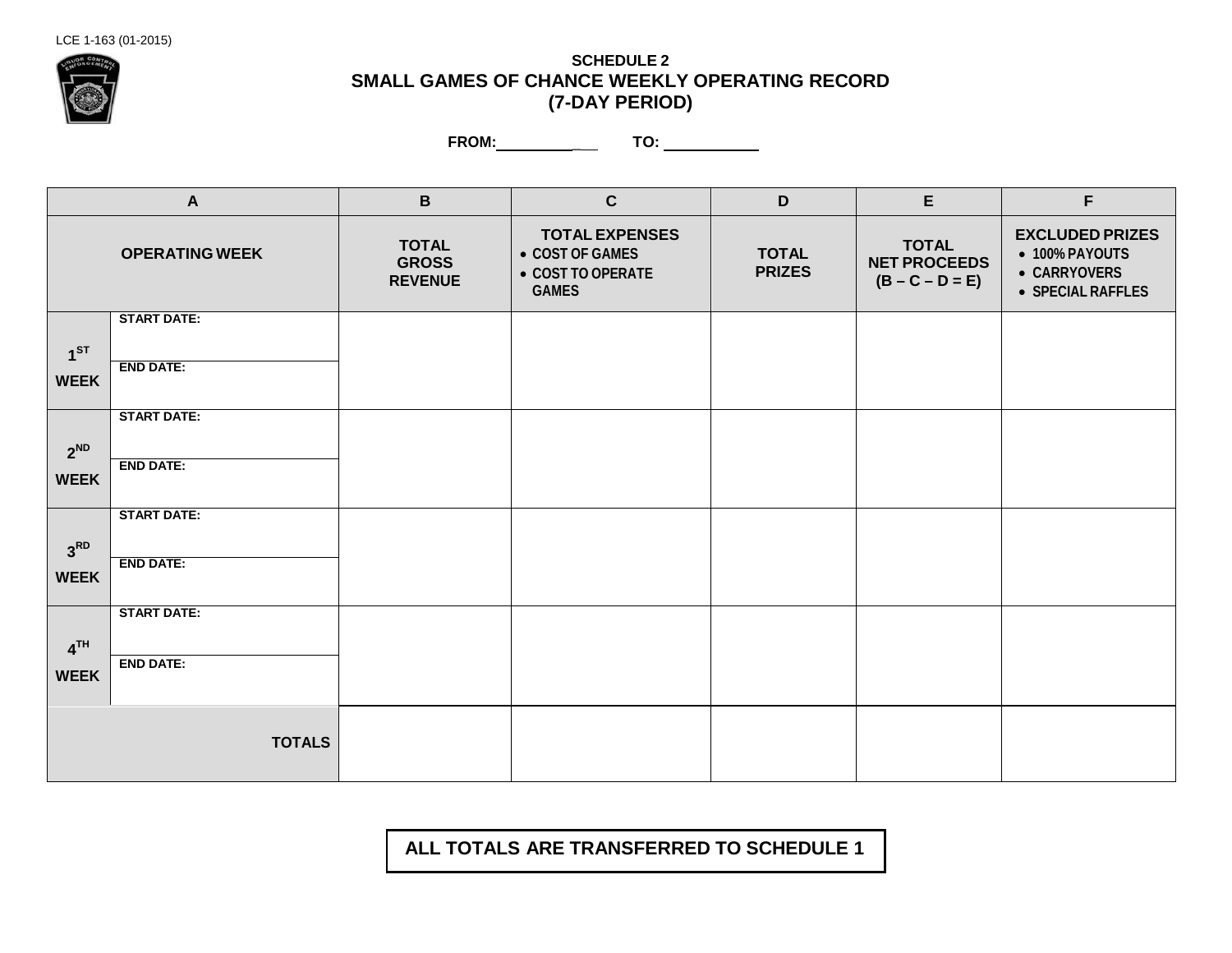LCE 1-163 (01-2015)

## SCHEDULE 2
## SMALL GAMES OF CHANCE WEEKLY OPERATING RECORD
## (7-DAY PERIOD)

**FROM:** ____________ **TO:** ____________

| A | | B | C | D | E | F |
|---|---|---|---|---|---|---|
| **OPERATING WEEK** | | **TOTAL GROSS REVENUE** | **TOTAL EXPENSES**<br>• COST OF GAMES<br>• COST TO OPERATE GAMES | **TOTAL PRIZES** | **TOTAL NET PROCEEDS (B – C – D = E)** | **EXCLUDED PRIZES**<br>• 100% PAYOUTS<br>• CARRYOVERS<br>• SPECIAL RAFFLES |
| **1ST WEEK** | **START DATE:**<br>**END DATE:** | | | | | |
| **2ND WEEK** | **START DATE:**<br>**END DATE:** | | | | | |
| **3RD WEEK** | **START DATE:**<br>**END DATE:** | | | | | |
| **4TH WEEK** | **START DATE:**<br>**END DATE:** | | | | | |
| **TOTALS** | | | | | | |

**ALL TOTALS ARE TRANSFERRED TO SCHEDULE 1**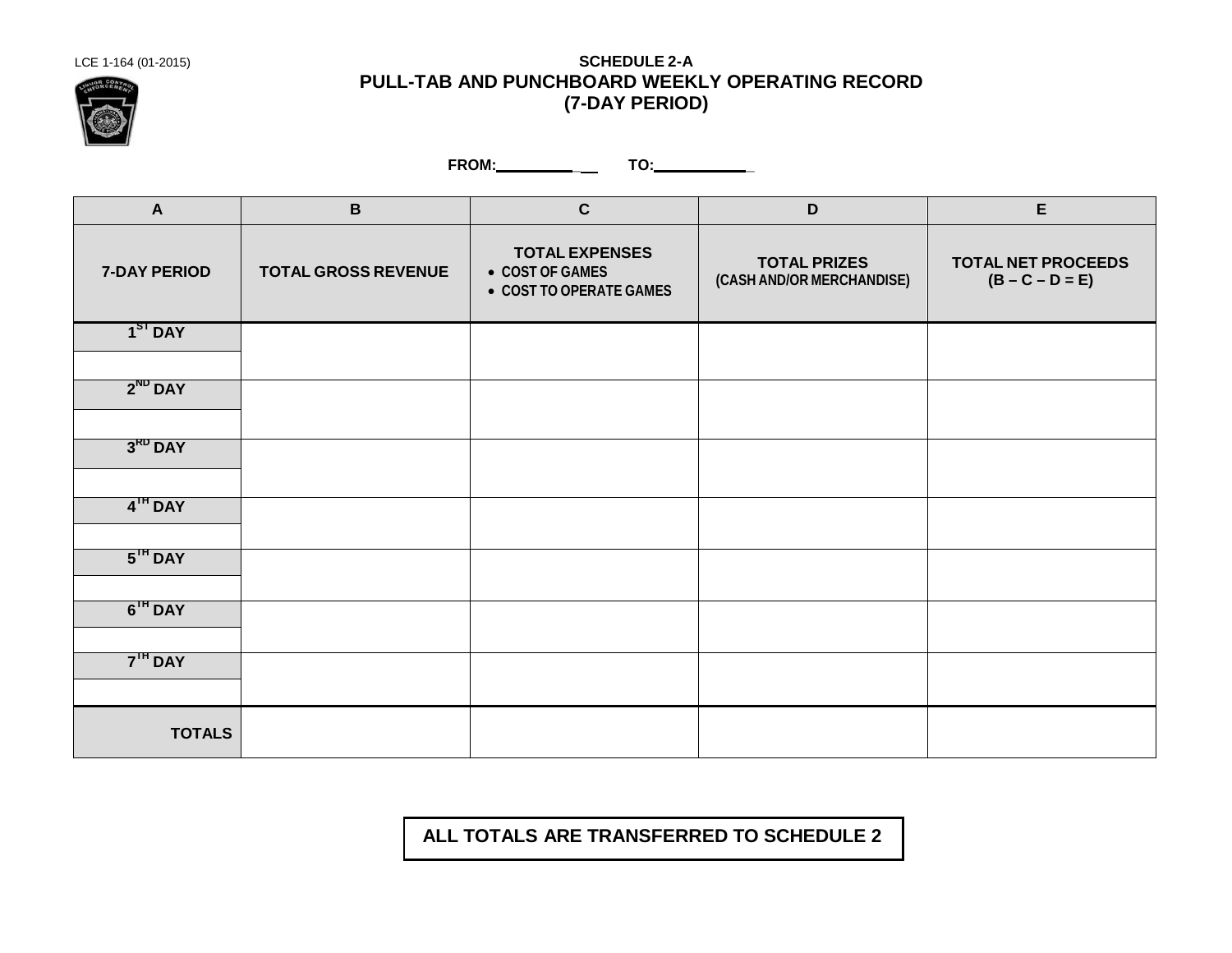LCE 1-164 (01-2015)

**SCHEDULE 2-A**

# PULL-TAB AND PUNCHBOARD WEEKLY OPERATING RECORD (7-DAY PERIOD)

**FROM:** \_\_\_\_\_\_\_\_\_\_ **TO:** \_\_\_\_\_\_\_\_\_\_

| A | B | C | D | E |
|---|---|---|---|---|
| **7-DAY PERIOD** | **TOTAL GROSS REVENUE** | **TOTAL EXPENSES** • COST OF GAMES • COST TO OPERATE GAMES | **TOTAL PRIZES** (CASH AND/OR MERCHANDISE) | **TOTAL NET PROCEEDS** (B – C – D = E) |
| 1ST DAY | | | | |
| | | | | |
| 2ND DAY | | | | |
| | | | | |
| 3RD DAY | | | | |
| | | | | |
| 4TH DAY | | | | |
| | | | | |
| 5TH DAY | | | | |
| | | | | |
| 6TH DAY | | | | |
| | | | | |
| 7TH DAY | | | | |
| | | | | |
| **TOTALS** | | | | |

**ALL TOTALS ARE TRANSFERRED TO SCHEDULE 2**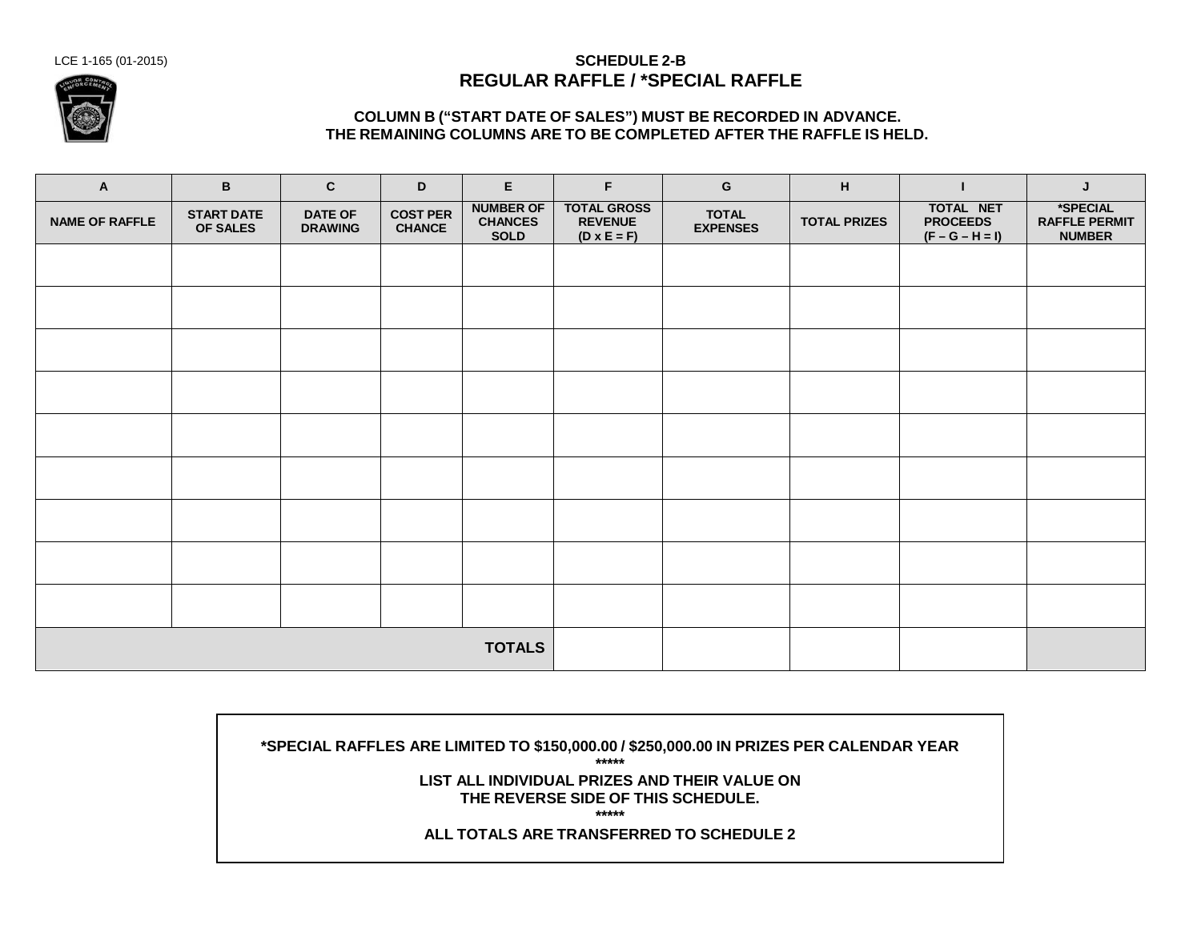LCE 1-165 (01-2015)

## SCHEDULE 2-B
## REGULAR RAFFLE / *SPECIAL RAFFLE

**COLUMN B ("START DATE OF SALES") MUST BE RECORDED IN ADVANCE.**
**THE REMAINING COLUMNS ARE TO BE COMPLETED AFTER THE RAFFLE IS HELD.**

| A | B | C | D | E | F | G | H | I | J |
|---|---|---|---|---|---|---|---|---|---|
| NAME OF RAFFLE | START DATE OF SALES | DATE OF DRAWING | COST PER CHANCE | NUMBER OF CHANCES SOLD | TOTAL GROSS REVENUE (D x E = F) | TOTAL EXPENSES | TOTAL PRIZES | TOTAL NET PROCEEDS (F – G – H = I) | *SPECIAL RAFFLE PERMIT NUMBER |
| | | | | | | | | | |
| | | | | | | | | | |
| | | | | | | | | | |
| | | | | | | | | | |
| | | | | | | | | | |
| | | | | | | | | | |
| | | | | | | | | | |
| | | | | | | | | | |
| | | | | | | | | | |
| | | | | TOTALS | | | | | |

**\*SPECIAL RAFFLES ARE LIMITED TO $150,000.00 / $250,000.00 IN PRIZES PER CALENDAR YEAR**

**\*\*\*\*\***

**LIST ALL INDIVIDUAL PRIZES AND THEIR VALUE ON THE REVERSE SIDE OF THIS SCHEDULE.**

**\*\*\*\*\***

**ALL TOTALS ARE TRANSFERRED TO SCHEDULE 2**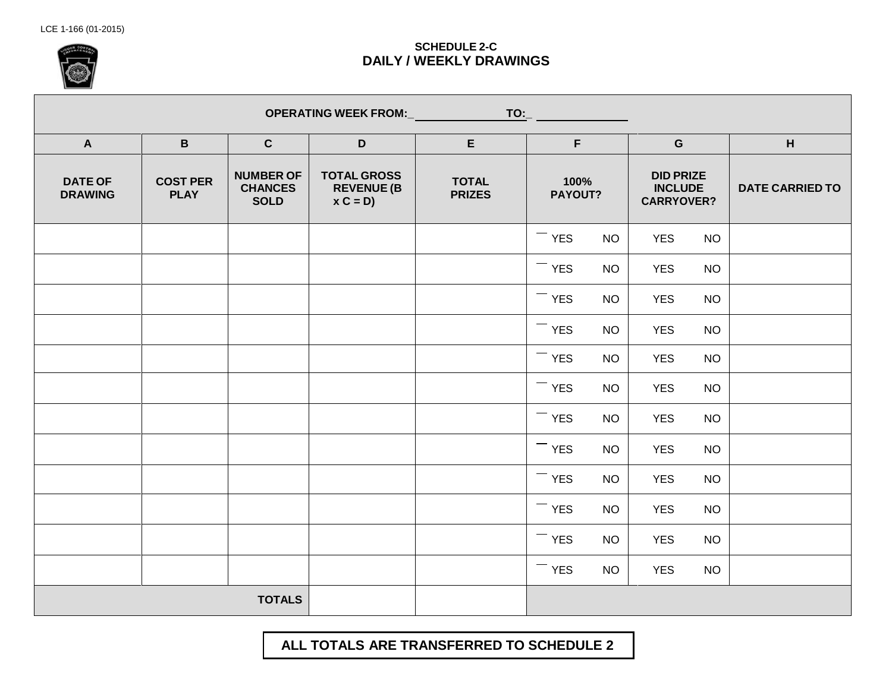LCE 1-166 (01-2015)

## SCHEDULE 2-C
## DAILY / WEEKLY DRAWINGS

| OPERATING WEEK FROM: ______________ TO: ______________ | | | | | | | |
|---|---|---|---|---|---|---|---|
| **A** | **B** | **C** | **D** | **E** | **F** | **G** | **H** |
| **DATE OF DRAWING** | **COST PER PLAY** | **NUMBER OF CHANCES SOLD** | **TOTAL GROSS REVENUE (B x C = D)** | **TOTAL PRIZES** | **100% PAYOUT?** | **DID PRIZE INCLUDE CARRYOVER?** | **DATE CARRIED TO** |
| | | | | | YES NO | YES NO | |
| | | | | | YES NO | YES NO | |
| | | | | | YES NO | YES NO | |
| | | | | | YES NO | YES NO | |
| | | | | | YES NO | YES NO | |
| | | | | | YES NO | YES NO | |
| | | | | | YES NO | YES NO | |
| | | | | | YES NO | YES NO | |
| | | | | | YES NO | YES NO | |
| | | | | | YES NO | YES NO | |
| | | | | | YES NO | YES NO | |
| | | | | | YES NO | YES NO | |
| | | | **TOTALS** | | | | |

**ALL TOTALS ARE TRANSFERRED TO SCHEDULE 2**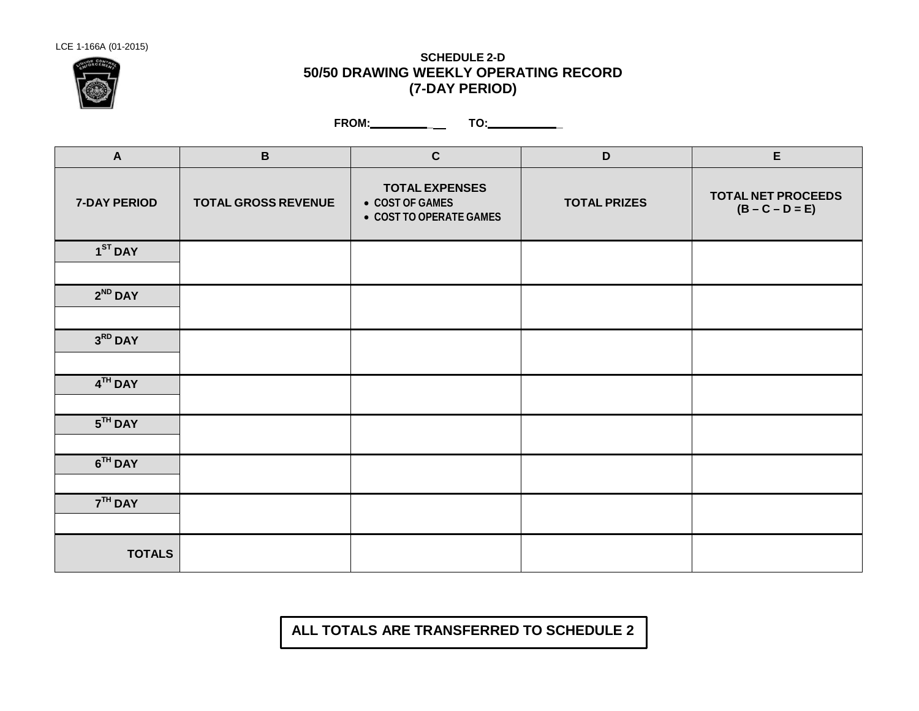LCE 1-166A (01-2015)

**SCHEDULE 2-D**

# 50/50 DRAWING WEEKLY OPERATING RECORD (7-DAY PERIOD)

**FROM:** __________ **TO:** __________

| A | B | C | D | E |
|---|---|---|---|---|
| **7-DAY PERIOD** | **TOTAL GROSS REVENUE** | **TOTAL EXPENSES**<br>• COST OF GAMES<br>• COST TO OPERATE GAMES | **TOTAL PRIZES** | **TOTAL NET PROCEEDS (B – C – D = E)** |
| **1ST DAY** | | | | |
| **2ND DAY** | | | | |
| **3RD DAY** | | | | |
| **4TH DAY** | | | | |
| **5TH DAY** | | | | |
| **6TH DAY** | | | | |
| **7TH DAY** | | | | |
| **TOTALS** | | | | |

**ALL TOTALS ARE TRANSFERRED TO SCHEDULE 2**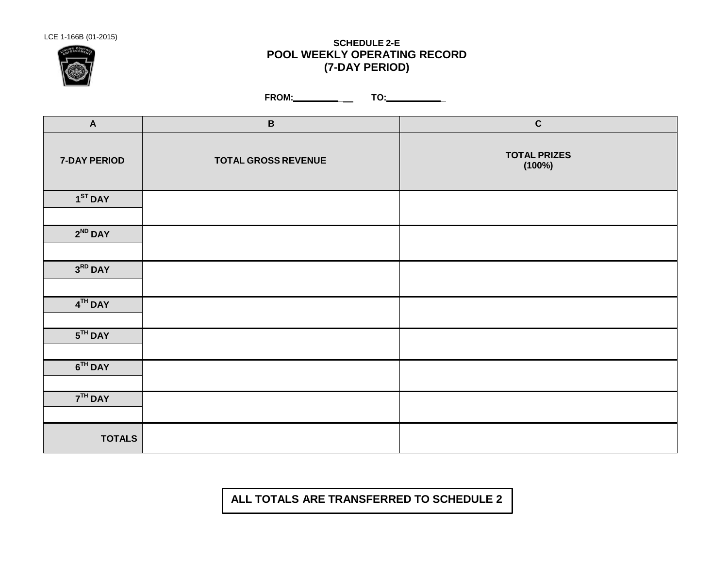LCE 1-166B (01-2015)

**SCHEDULE 2-E**

## POOL WEEKLY OPERATING RECORD
## (7-DAY PERIOD)

**FROM:**\_\_\_\_\_\_\_\_\_\_\_ **TO:**\_\_\_\_\_\_\_\_\_\_\_

| A | B | C |
|---|---|---|
| **7-DAY PERIOD** | **TOTAL GROSS REVENUE** | **TOTAL PRIZES (100%)** |
| **1ST DAY** | | |
| | | |
| **2ND DAY** | | |
| | | |
| **3RD DAY** | | |
| | | |
| **4TH DAY** | | |
| | | |
| **5TH DAY** | | |
| | | |
| **6TH DAY** | | |
| | | |
| **7TH DAY** | | |
| | | |
| **TOTALS** | | |

**ALL TOTALS ARE TRANSFERRED TO SCHEDULE 2**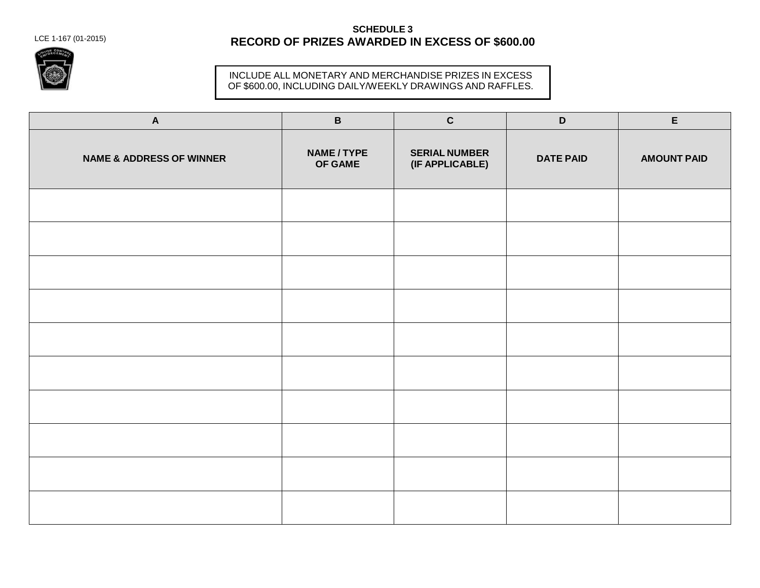LCE 1-167 (01-2015)

## SCHEDULE 3
## RECORD OF PRIZES AWARDED IN EXCESS OF $600.00

INCLUDE ALL MONETARY AND MERCHANDISE PRIZES IN EXCESS OF $600.00, INCLUDING DAILY/WEEKLY DRAWINGS AND RAFFLES.

| A | B | C | D | E |
|---|---|---|---|---|
| **NAME & ADDRESS OF WINNER** | **NAME / TYPE OF GAME** | **SERIAL NUMBER (IF APPLICABLE)** | **DATE PAID** | **AMOUNT PAID** |
| | | | | |
| | | | | |
| | | | | |
| | | | | |
| | | | | |
| | | | | |
| | | | | |
| | | | | |
| | | | | |
| | | | | |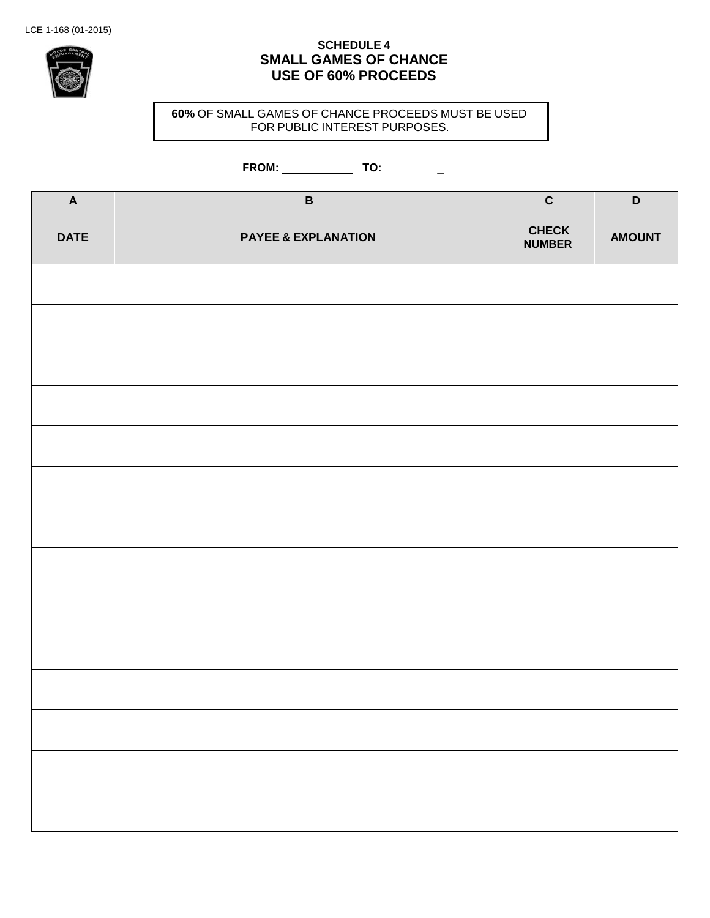LCE 1-168 (01-2015)

# SCHEDULE 4
## SMALL GAMES OF CHANCE
## USE OF 60% PROCEEDS

**60%** OF SMALL GAMES OF CHANCE PROCEEDS MUST BE USED FOR PUBLIC INTEREST PURPOSES.

**FROM:** ___________ **TO:** ___

| A | B | C | D |
|---|---|---|---|
| **DATE** | **PAYEE & EXPLANATION** | **CHECK NUMBER** | **AMOUNT** |
| | | | |
| | | | |
| | | | |
| | | | |
| | | | |
| | | | |
| | | | |
| | | | |
| | | | |
| | | | |
| | | | |
| | | | |
| | | | |
| | | | |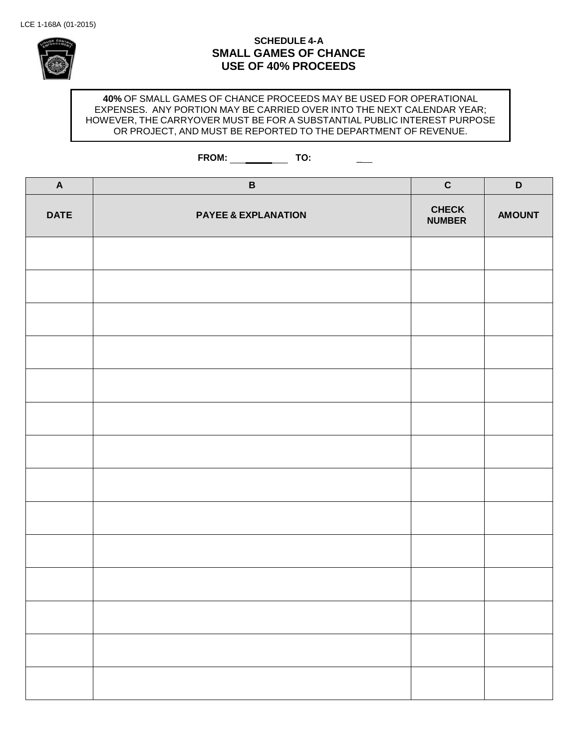LCE 1-168A (01-2015)

### SCHEDULE 4-A

## SMALL GAMES OF CHANCE
## USE OF 40% PROCEEDS

**40%** OF SMALL GAMES OF CHANCE PROCEEDS MAY BE USED FOR OPERATIONAL EXPENSES. ANY PORTION MAY BE CARRIED OVER INTO THE NEXT CALENDAR YEAR; HOWEVER, THE CARRYOVER MUST BE FOR A SUBSTANTIAL PUBLIC INTEREST PURPOSE OR PROJECT, AND MUST BE REPORTED TO THE DEPARTMENT OF REVENUE.

**FROM:** ____________ **TO:** ____________

| A | B | C | D |
|---|---|---|---|
| **DATE** | **PAYEE & EXPLANATION** | **CHECK NUMBER** | **AMOUNT** |
| | | | |
| | | | |
| | | | |
| | | | |
| | | | |
| | | | |
| | | | |
| | | | |
| | | | |
| | | | |
| | | | |
| | | | |
| | | | |
| | | | |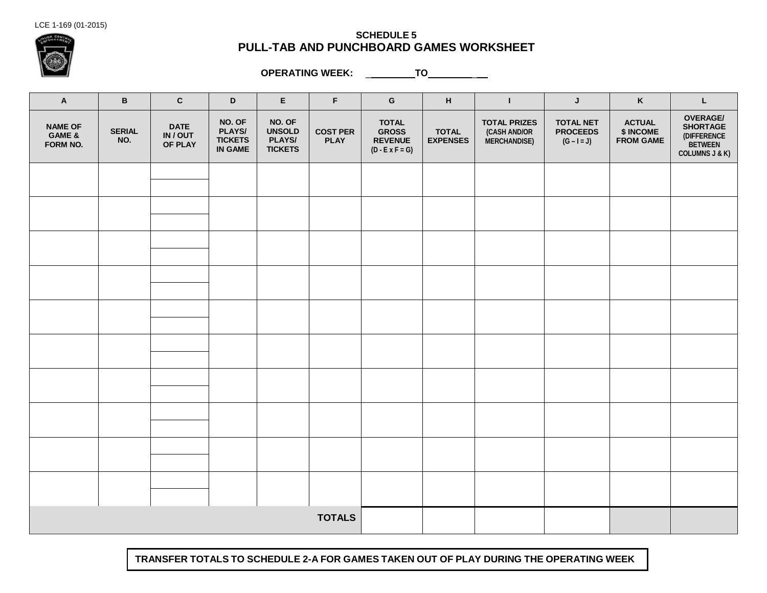LCE 1-169 (01-2015)

## SCHEDULE 5
# PULL-TAB AND PUNCHBOARD GAMES WORKSHEET

**OPERATING WEEK:** ________ **TO** ________

| A | B | C | D | E | F | G | H | I | J | K | L |
|---|---|---|---|---|---|---|---|---|---|---|---|
| **NAME OF GAME & FORM NO.** | **SERIAL NO.** | **DATE IN / OUT OF PLAY** | **NO. OF PLAYS/ TICKETS IN GAME** | **NO. OF UNSOLD PLAYS/ TICKETS** | **COST PER PLAY** | **TOTAL GROSS REVENUE (D - E x F = G)** | **TOTAL EXPENSES** | **TOTAL PRIZES (CASH AND/OR MERCHANDISE)** | **TOTAL NET PROCEEDS (G – I = J)** | **ACTUAL $ INCOME FROM GAME** | **OVERAGE/ SHORTAGE (DIFFERENCE BETWEEN COLUMNS J & K)** |
| | | | | | | | | | | | |
| | | | | | | | | | | | |
| | | | | | | | | | | | |
| | | | | | | | | | | | |
| | | | | | | | | | | | |
| | | | | | | | | | | | |
| | | | | | | | | | | | |
| | | | | | | | | | | | |
| | | | | | | | | | | | |
| | | | | | | | | | | | |
| | | | | | **TOTALS** | | | | | | |

**TRANSFER TOTALS TO SCHEDULE 2-A FOR GAMES TAKEN OUT OF PLAY DURING THE OPERATING WEEK**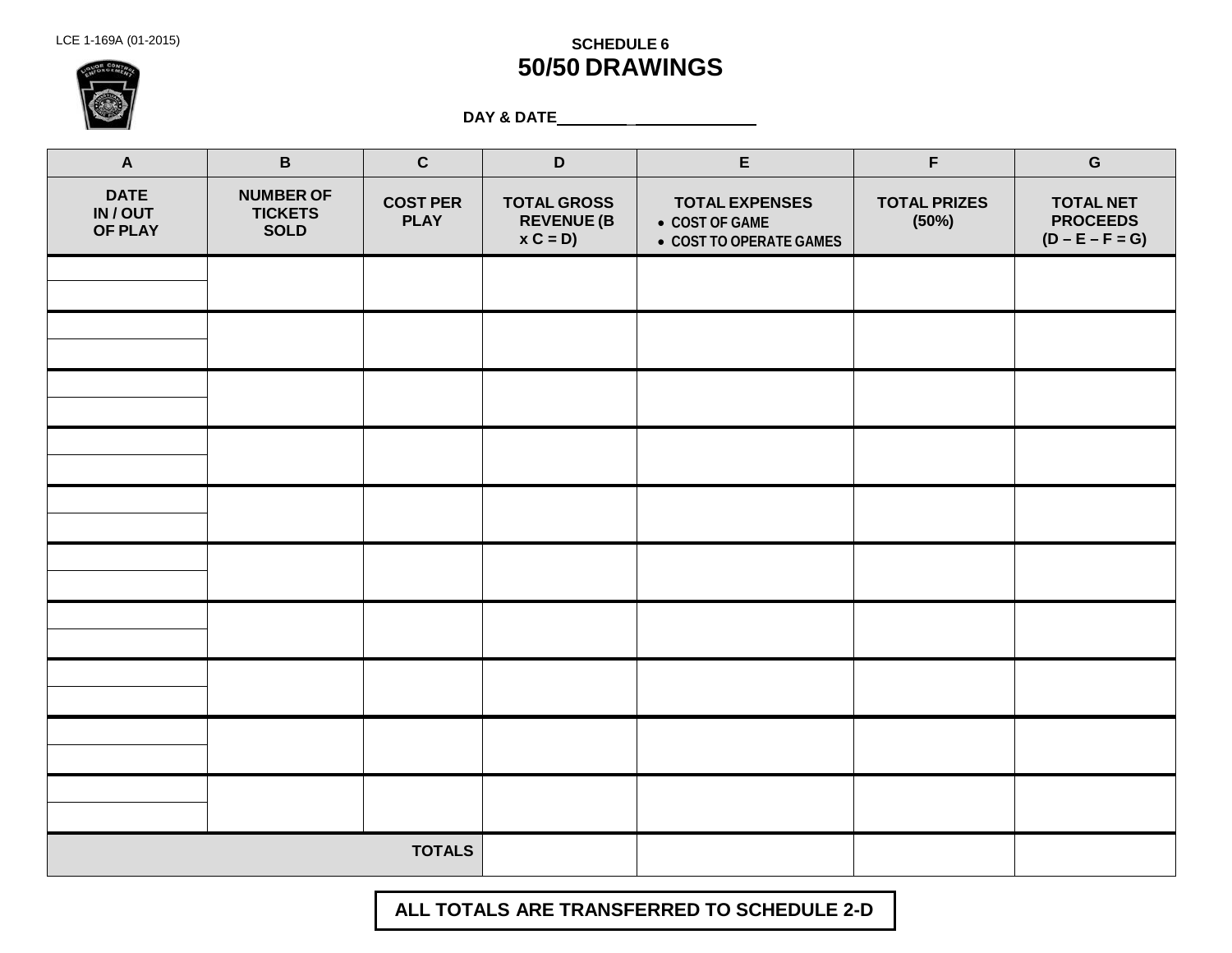LCE 1-169A (01-2015)

## SCHEDULE 6

# 50/50 DRAWINGS

**DAY & DATE**\_\_\_\_\_\_\_\_\_\_\_\_\_\_\_\_\_\_\_\_\_\_

| A | B | C | D | E | F | G |
|---|---|---|---|---|---|---|
| DATE IN / OUT OF PLAY | NUMBER OF TICKETS SOLD | COST PER PLAY | TOTAL GROSS REVENUE (B x C = D) | TOTAL EXPENSES • COST OF GAME • COST TO OPERATE GAMES | TOTAL PRIZES (50%) | TOTAL NET PROCEEDS (D – E – F = G) |
| | | | | | | |
| | | | | | | |
| | | | | | | |
| | | | | | | |
| | | | | | | |
| | | | | | | |
| | | | | | | |
| | | | | | | |
| | | | | | | |
| | | | | | | |
| | | | | | | |
| | | | | | | |
| | | | | | | |
| | | | | | | |
| | | | | | | |
| | | | | | | |
| | | | | | | |
| | | | | | | |
| | | | | | | |
| | | | | | | |
| | | TOTALS | | | | |

**ALL TOTALS ARE TRANSFERRED TO SCHEDULE 2-D**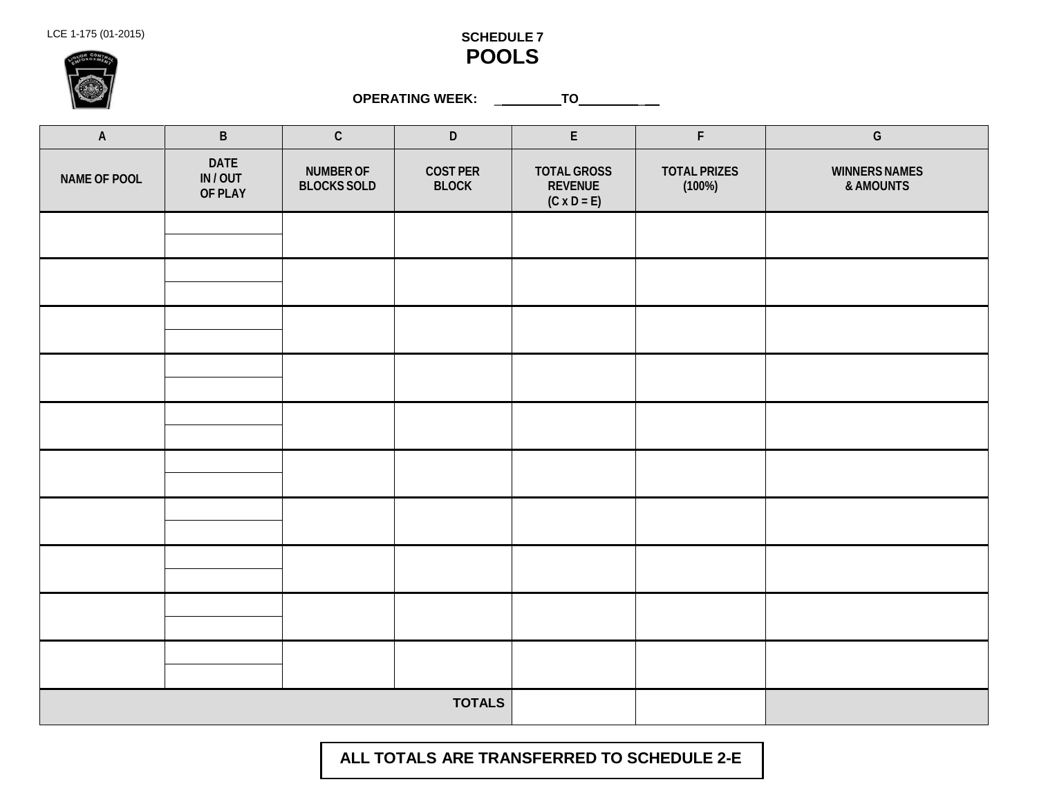LCE 1-175 (01-2015)

**SCHEDULE 7**

# POOLS

**OPERATING WEEK: ________TO________**

| A | B | C | D | E | F | G |
|---|---|---|---|---|---|---|
| NAME OF POOL | DATE IN / OUT OF PLAY | NUMBER OF BLOCKS SOLD | COST PER BLOCK | TOTAL GROSS REVENUE (C x D = E) | TOTAL PRIZES (100%) | WINNERS NAMES & AMOUNTS |
| | | | | | | |
| | | | | | | |
| | | | | | | |
| | | | | | | |
| | | | | | | |
| | | | | | | |
| | | | | | | |
| | | | | | | |
| | | | | | | |
| | | | | | | |
| | | | | | | |
| | | | | | | |
| | | | | | | |
| | | | | | | |
| | | | | | | |
| | | | | | | |
| | | | | | | |
| | | | | | | |
| | | | | | | |
| | | | | | | |
| | | | TOTALS | | | |

**ALL TOTALS ARE TRANSFERRED TO SCHEDULE 2-E**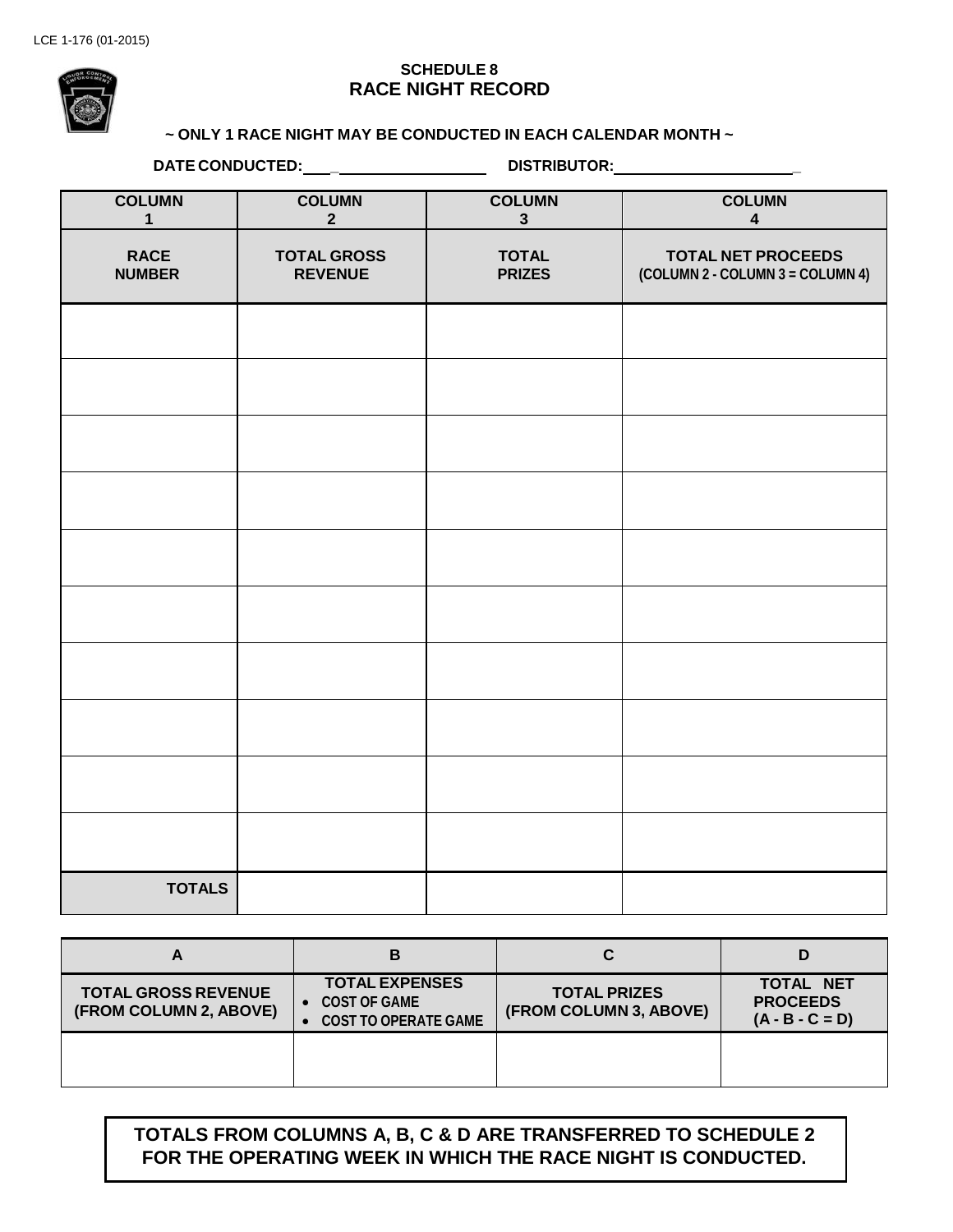LCE 1-176 (01-2015)

## SCHEDULE 8
# RACE NIGHT RECORD

**~ ONLY 1 RACE NIGHT MAY BE CONDUCTED IN EACH CALENDAR MONTH ~**

**DATE CONDUCTED:** ______________________ **DISTRIBUTOR:** ______________________

| COLUMN 1 | COLUMN 2 | COLUMN 3 | COLUMN 4 |
|---|---|---|---|
| **RACE NUMBER** | **TOTAL GROSS REVENUE** | **TOTAL PRIZES** | **TOTAL NET PROCEEDS (COLUMN 2 - COLUMN 3 = COLUMN 4)** |
| | | | |
| | | | |
| | | | |
| | | | |
| | | | |
| | | | |
| | | | |
| | | | |
| | | | |
| | | | |
| **TOTALS** | | | |

| A | B | C | D |
|---|---|---|---|
| **TOTAL GROSS REVENUE (FROM COLUMN 2, ABOVE)** | **TOTAL EXPENSES** <br>• COST OF GAME <br>• COST TO OPERATE GAME | **TOTAL PRIZES (FROM COLUMN 3, ABOVE)** | **TOTAL NET PROCEEDS (A - B - C = D)** |
| | | | |

**TOTALS FROM COLUMNS A, B, C & D ARE TRANSFERRED TO SCHEDULE 2 FOR THE OPERATING WEEK IN WHICH THE RACE NIGHT IS CONDUCTED.**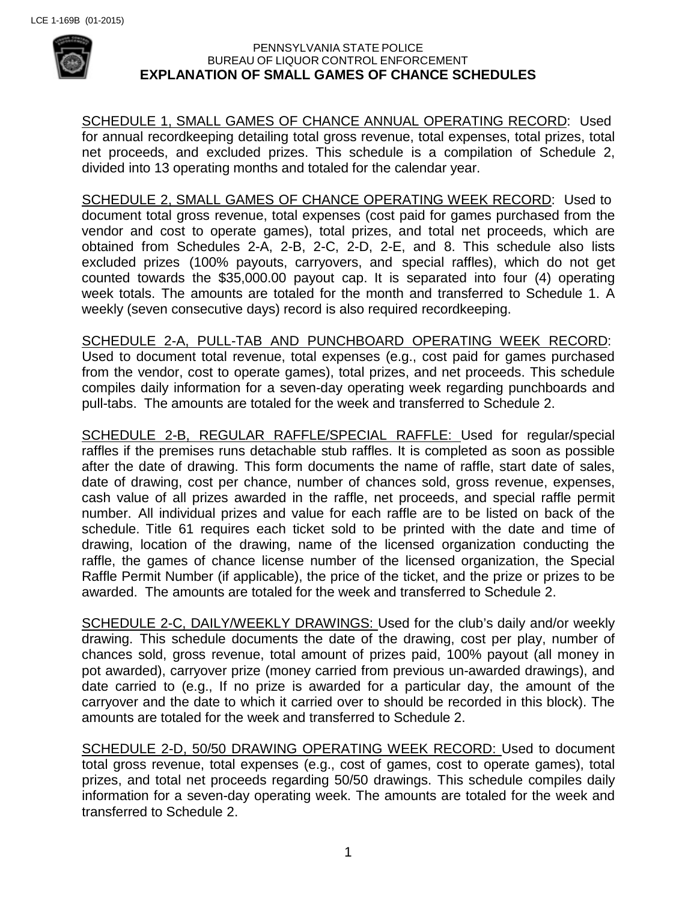LCE 1-169B (01-2015)

PENNSYLVANIA STATE POLICE
BUREAU OF LIQUOR CONTROL ENFORCEMENT

# EXPLANATION OF SMALL GAMES OF CHANCE SCHEDULES

SCHEDULE 1, SMALL GAMES OF CHANCE ANNUAL OPERATING RECORD: Used for annual recordkeeping detailing total gross revenue, total expenses, total prizes, total net proceeds, and excluded prizes. This schedule is a compilation of Schedule 2, divided into 13 operating months and totaled for the calendar year.

SCHEDULE 2, SMALL GAMES OF CHANCE OPERATING WEEK RECORD: Used to document total gross revenue, total expenses (cost paid for games purchased from the vendor and cost to operate games), total prizes, and total net proceeds, which are obtained from Schedules 2-A, 2-B, 2-C, 2-D, 2-E, and 8. This schedule also lists excluded prizes (100% payouts, carryovers, and special raffles), which do not get counted towards the $35,000.00 payout cap. It is separated into four (4) operating week totals. The amounts are totaled for the month and transferred to Schedule 1. A weekly (seven consecutive days) record is also required recordkeeping.

SCHEDULE 2-A, PULL-TAB AND PUNCHBOARD OPERATING WEEK RECORD: Used to document total revenue, total expenses (e.g., cost paid for games purchased from the vendor, cost to operate games), total prizes, and net proceeds. This schedule compiles daily information for a seven-day operating week regarding punchboards and pull-tabs. The amounts are totaled for the week and transferred to Schedule 2.

SCHEDULE 2-B, REGULAR RAFFLE/SPECIAL RAFFLE: Used for regular/special raffles if the premises runs detachable stub raffles. It is completed as soon as possible after the date of drawing. This form documents the name of raffle, start date of sales, date of drawing, cost per chance, number of chances sold, gross revenue, expenses, cash value of all prizes awarded in the raffle, net proceeds, and special raffle permit number. All individual prizes and value for each raffle are to be listed on back of the schedule. Title 61 requires each ticket sold to be printed with the date and time of drawing, location of the drawing, name of the licensed organization conducting the raffle, the games of chance license number of the licensed organization, the Special Raffle Permit Number (if applicable), the price of the ticket, and the prize or prizes to be awarded. The amounts are totaled for the week and transferred to Schedule 2.

SCHEDULE 2-C, DAILY/WEEKLY DRAWINGS: Used for the club's daily and/or weekly drawing. This schedule documents the date of the drawing, cost per play, number of chances sold, gross revenue, total amount of prizes paid, 100% payout (all money in pot awarded), carryover prize (money carried from previous un-awarded drawings), and date carried to (e.g., If no prize is awarded for a particular day, the amount of the carryover and the date to which it carried over to should be recorded in this block). The amounts are totaled for the week and transferred to Schedule 2.

SCHEDULE 2-D, 50/50 DRAWING OPERATING WEEK RECORD: Used to document total gross revenue, total expenses (e.g., cost of games, cost to operate games), total prizes, and total net proceeds regarding 50/50 drawings. This schedule compiles daily information for a seven-day operating week. The amounts are totaled for the week and transferred to Schedule 2.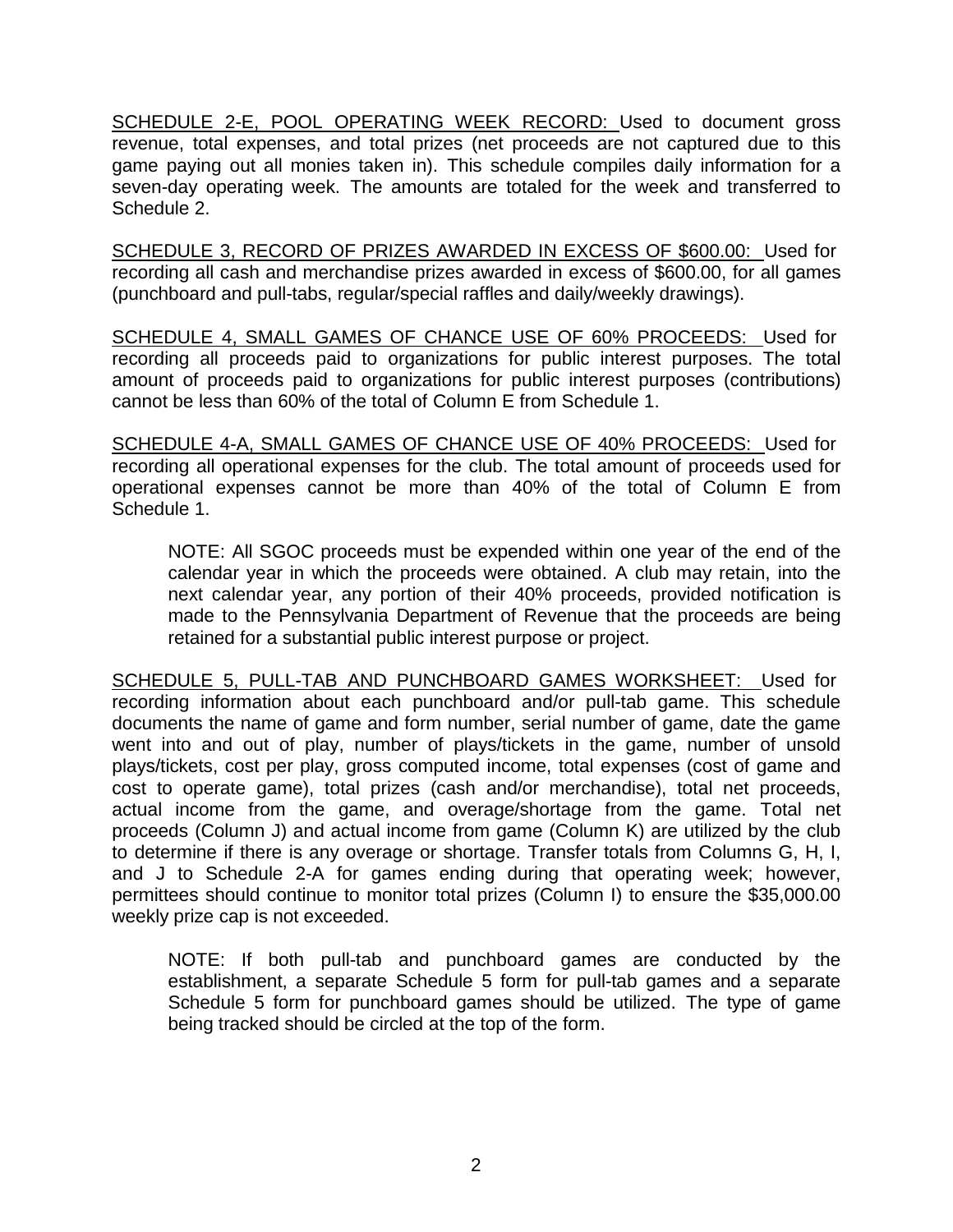SCHEDULE 2-E, POOL OPERATING WEEK RECORD: Used to document gross revenue, total expenses, and total prizes (net proceeds are not captured due to this game paying out all monies taken in). This schedule compiles daily information for a seven-day operating week. The amounts are totaled for the week and transferred to Schedule 2.

SCHEDULE 3, RECORD OF PRIZES AWARDED IN EXCESS OF $600.00: Used for recording all cash and merchandise prizes awarded in excess of $600.00, for all games (punchboard and pull-tabs, regular/special raffles and daily/weekly drawings).

SCHEDULE 4, SMALL GAMES OF CHANCE USE OF 60% PROCEEDS: Used for recording all proceeds paid to organizations for public interest purposes. The total amount of proceeds paid to organizations for public interest purposes (contributions) cannot be less than 60% of the total of Column E from Schedule 1.

SCHEDULE 4-A, SMALL GAMES OF CHANCE USE OF 40% PROCEEDS: Used for recording all operational expenses for the club. The total amount of proceeds used for operational expenses cannot be more than 40% of the total of Column E from Schedule 1.

> NOTE: All SGOC proceeds must be expended within one year of the end of the calendar year in which the proceeds were obtained. A club may retain, into the next calendar year, any portion of their 40% proceeds, provided notification is made to the Pennsylvania Department of Revenue that the proceeds are being retained for a substantial public interest purpose or project.

SCHEDULE 5, PULL-TAB AND PUNCHBOARD GAMES WORKSHEET: Used for recording information about each punchboard and/or pull-tab game. This schedule documents the name of game and form number, serial number of game, date the game went into and out of play, number of plays/tickets in the game, number of unsold plays/tickets, cost per play, gross computed income, total expenses (cost of game and cost to operate game), total prizes (cash and/or merchandise), total net proceeds, actual income from the game, and overage/shortage from the game. Total net proceeds (Column J) and actual income from game (Column K) are utilized by the club to determine if there is any overage or shortage. Transfer totals from Columns G, H, I, and J to Schedule 2-A for games ending during that operating week; however, permittees should continue to monitor total prizes (Column I) to ensure the $35,000.00 weekly prize cap is not exceeded.

> NOTE: If both pull-tab and punchboard games are conducted by the establishment, a separate Schedule 5 form for pull-tab games and a separate Schedule 5 form for punchboard games should be utilized. The type of game being tracked should be circled at the top of the form.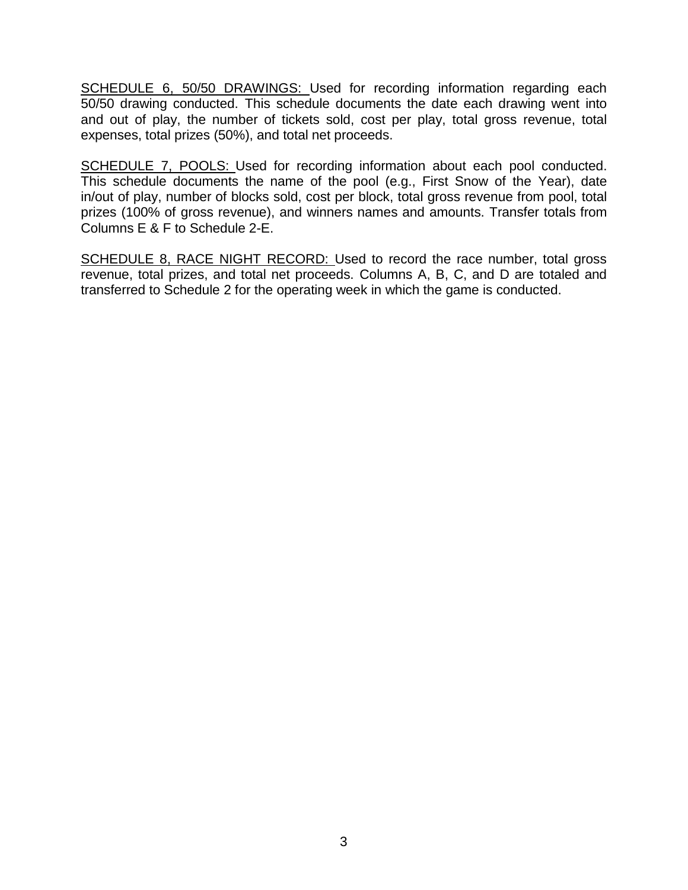SCHEDULE 6, 50/50 DRAWINGS: Used for recording information regarding each 50/50 drawing conducted. This schedule documents the date each drawing went into and out of play, the number of tickets sold, cost per play, total gross revenue, total expenses, total prizes (50%), and total net proceeds.

SCHEDULE 7, POOLS: Used for recording information about each pool conducted. This schedule documents the name of the pool (e.g., First Snow of the Year), date in/out of play, number of blocks sold, cost per block, total gross revenue from pool, total prizes (100% of gross revenue), and winners names and amounts. Transfer totals from Columns E & F to Schedule 2-E.

SCHEDULE 8, RACE NIGHT RECORD: Used to record the race number, total gross revenue, total prizes, and total net proceeds. Columns A, B, C, and D are totaled and transferred to Schedule 2 for the operating week in which the game is conducted.